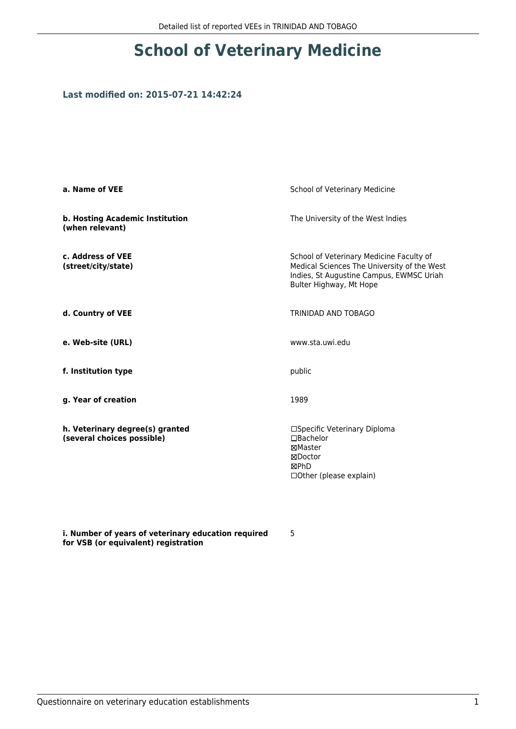# School of Veterinary Medicine

### Last modified on: 2015-07-21 14:42:24

| | |
|---|---|
| **a. Name of VEE** | School of Veterinary Medicine |
| **b. Hosting Academic Institution (when relevant)** | The University of the West Indies |
| **c. Address of VEE (street/city/state)** | School of Veterinary Medicine Faculty of Medical Sciences The University of the West Indies, St Augustine Campus, EWMSC Uriah Bulter Highway, Mt Hope |
| **d. Country of VEE** | TRINIDAD AND TOBAGO |
| **e. Web-site (URL)** | www.sta.uwi.edu |
| **f. Institution type** | public |
| **g. Year of creation** | 1989 |
| **h. Veterinary degree(s) granted (several choices possible)** | ☐Specific Veterinary Diploma<br>☐Bachelor<br>☒Master<br>☒Doctor<br>☒PhD<br>☐Other (please explain) |
| **i. Number of years of veterinary education required for VSB (or equivalent) registration** | 5 |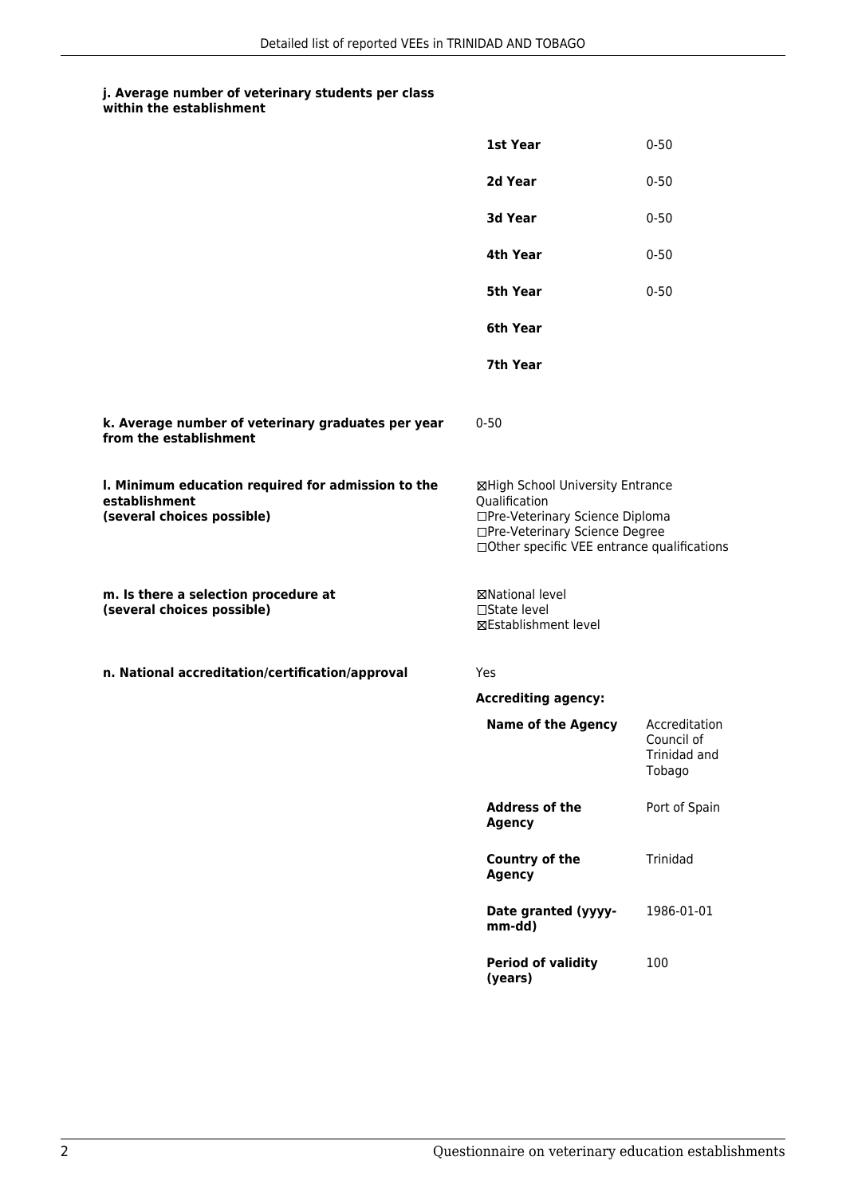#### j. Average number of veterinary students per class within the establishment

| | |
|---|---|
| **1st Year** | 0-50 |
| **2d Year** | 0-50 |
| **3d Year** | 0-50 |
| **4th Year** | 0-50 |
| **5th Year** | 0-50 |
| **6th Year** | |
| **7th Year** | |

**k. Average number of veterinary graduates per year from the establishment**

0-50

**l. Minimum education required for admission to the establishment (several choices possible)**

☒High School University Entrance Qualification
☐Pre-Veterinary Science Diploma
☐Pre-Veterinary Science Degree
☐Other specific VEE entrance qualifications

**m. Is there a selection procedure at (several choices possible)**

☒National level
☐State level
☒Establishment level

**n. National accreditation/certification/approval**

Yes

**Accrediting agency:**

| | |
|---|---|
| **Name of the Agency** | Accreditation Council of Trinidad and Tobago |
| **Address of the Agency** | Port of Spain |
| **Country of the Agency** | Trinidad |
| **Date granted (yyyy-mm-dd)** | 1986-01-01 |
| **Period of validity (years)** | 100 |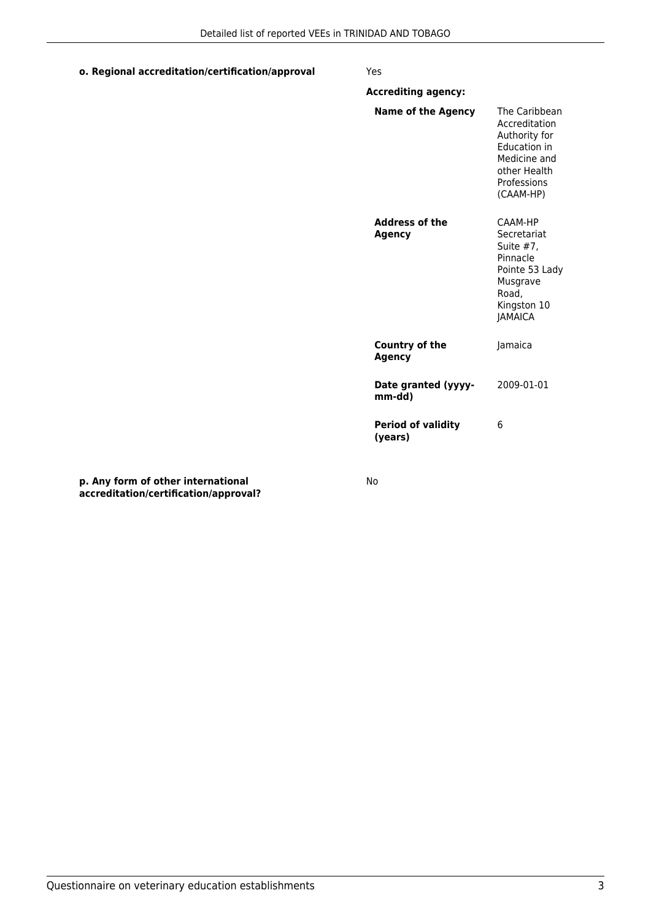**o. Regional accreditation/certification/approval** Yes

**Accrediting agency:**

| | |
|---|---|
| **Name of the Agency** | The Caribbean Accreditation Authority for Education in Medicine and other Health Professions (CAAM-HP) |
| **Address of the Agency** | CAAM-HP Secretariat Suite #7, Pinnacle Pointe 53 Lady Musgrave Road, Kingston 10 JAMAICA |
| **Country of the Agency** | Jamaica |
| **Date granted (yyyy-mm-dd)** | 2009-01-01 |
| **Period of validity (years)** | 6 |

**p. Any form of other international accreditation/certification/approval?** No